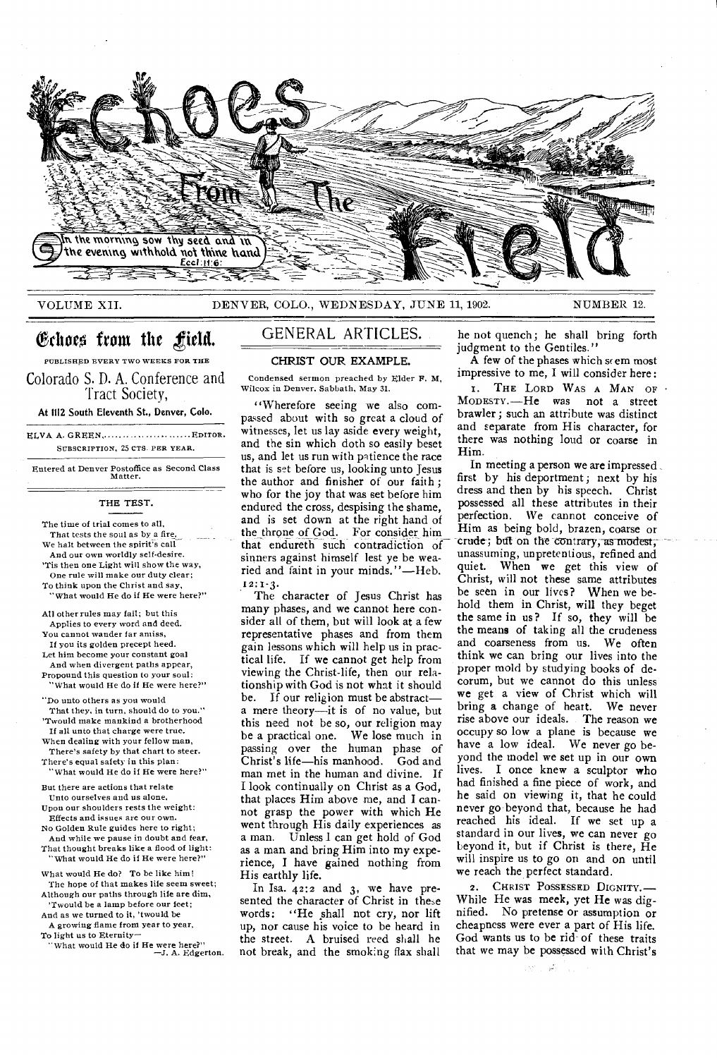# Echoes From The Field

In the morning sow thy seed and in the evening withhold not thine hand. Eccl. 11:6.

VOLUME XII. DENVER, COLO., WEDNESDAY, JUNE 11, 1902. NUMBER 12.

## Echoes from the Field.

PUBLISHED EVERY TWO WEEKS FOR THE

Colorado S. D. A. Conference and Tract Society,

**At 1112 South Eleventh St., Denver, Colo.**

ELVA A. GREEN........................EDITOR.

SUBSCRIPTION, 25 CTS. PER YEAR.

Entered at Denver Postoffice as Second Class Matter.

### THE TEST.

The time of trial comes to all,
That tests the soul as by a fire,
We halt between the spirit's call
And our own worldly self-desire.
'Tis then one Light will show the way,
One rule will make our duty clear;
To think upon the Christ and say,
"What would He do if He were here?"

All other rules may fail; but this
Applies to every word and deed.
You cannot wander far amiss,
If you its golden precept heed.
Let him become your constant goal
And when divergent paths appear,
Propound this question to your soul:
"What would He do if He were here?"

"Do unto others as you would
That they, in turn, should do to you."
'Twould make mankind a brotherhood
If all unto that charge were true.
When dealing with your fellow man,
There's safety by that chart to steer.
There's equal safety in this plan:
"What would He do if He were here?"

But there are actions that relate
Unto ourselves and us alone.
Upon our shoulders rests the weight:
Effects and issues are our own.
No Golden Rule guides here to right;
And while we pause in doubt and fear,
That thought breaks like a flood of light:
"What would He do if He were here?"

What would He do? To be like him!
The hope of that makes life seem sweet;
Although our paths through life are dim,
'Twould be a lamp before our feet;
And as we turned to it, 'twould be
A growing flame from year to year,
To light us to Eternity—
"What would He do if He were here?"

—J. A. Edgerton.

## GENERAL ARTICLES.

### CHRIST OUR EXAMPLE.

Condensed sermon preached by Elder F. M. Wilcox in Denver, Sabbath, May 31.

"Wherefore seeing we also compassed about with so great a cloud of witnesses, let us lay aside every weight, and the sin which doth so easily beset us, and let us run with patience the race that is set before us, looking unto Jesus the author and finisher of our faith; who for the joy that was set before him endured the cross, despising the shame, and is set down at the right hand of the throne of God. For consider him that endureth such contradiction of sinners against himself lest ye be wearied and faint in your minds."—Heb. 12:1-3.

The character of Jesus Christ has many phases, and we cannot here consider all of them, but will look at a few representative phases and from them gain lessons which will help us in practical life. If we cannot get help from viewing the Christ-life, then our relationship with God is not what it should be. If our religion must be abstract—a mere theory—it is of no value, but this need not be so, our religion may be a practical one. We lose much in passing over the human phase of Christ's life—his manhood. God and man met in the human and divine. If I look continually on Christ as a God, that places Him above me, and I cannot grasp the power with which He went through His daily experiences as a man. Unless I can get hold of God as a man and bring Him into my experience, I have gained nothing from His earthly life.

In Isa. 42:2 and 3, we have presented the character of Christ in these words: "He shall not cry, nor lift up, nor cause his voice to be heard in the street. A bruised reed shall he not break, and the smoking flax shall he not quench; he shall bring forth judgment to the Gentiles."

A few of the phases which seem most impressive to me, I will consider here:

1. THE LORD WAS A MAN OF MODESTY.—He was not a street brawler; such an attribute was distinct and separate from His character, for there was nothing loud or coarse in Him.

In meeting a person we are impressed first by his deportment; next by his dress and then by his speech. Christ possessed all these attributes in their perfection. We cannot conceive of Him as being bold, brazen, coarse or crude; but on the contrary, as modest, unassuming, unpretentious, refined and quiet. When we get this view of Christ, will not these same attributes be seen in our lives? When we behold them in Christ, will they beget the same in us? If so, they will be the means of taking all the crudeness and coarseness from us. We often think we can bring our lives into the proper mold by studying books of decorum, but we cannot do this unless we get a view of Christ which will bring a change of heart. We never rise above our ideals. The reason we occupy so low a plane is because we have a low ideal. We never go beyond the model we set up in our own lives. I once knew a sculptor who had finished a fine piece of work, and he said on viewing it, that he could never go beyond that, because he had reached his ideal. If we set up a standard in our lives, we can never go beyond it, but if Christ is there, He will inspire us to go on and on until we reach the perfect standard.

2. CHRIST POSSESSED DIGNITY.—While He was meek, yet He was dignified. No pretense or assumption or cheapness were ever a part of His life. God wants us to be rid of these traits that we may be possessed with Christ's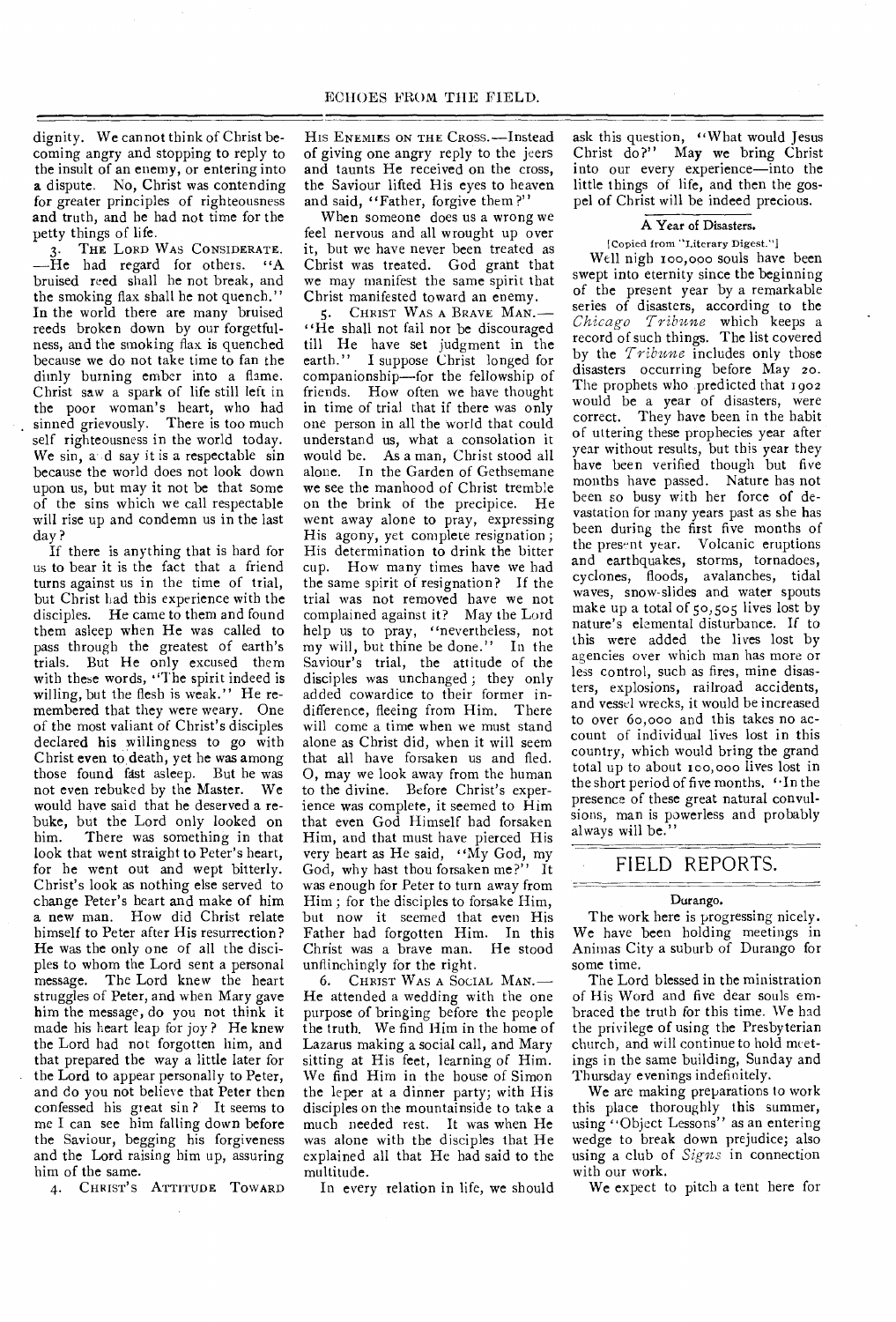dignity. We cannot think of Christ becoming angry and stopping to reply to the insult of an enemy, or entering into a dispute. No, Christ was contending for greater principles of righteousness and truth, and he had not time for the petty things of life.

3. THE LORD WAS CONSIDERATE.—He had regard for others. "A bruised reed shall he not break, and the smoking flax shall he not quench." In the world there are many bruised reeds broken down by our forgetfulness, and the smoking flax is quenched because we do not take time to fan the dimly burning ember into a flame. Christ saw a spark of life still left in the poor woman's heart, who had sinned grievously. There is too much self righteousness in the world today. We sin, a d say it is a respectable sin because the world does not look down upon us, but may it not be that some of the sins which we call respectable will rise up and condemn us in the last day?

If there is anything that is hard for us to bear it is the fact that a friend turns against us in the time of trial, but Christ had this experience with the disciples. He came to them and found them asleep when He was called to pass through the greatest of earth's trials. But He only excused them with these words, "The spirit indeed is willing, but the flesh is weak." He remembered that they were weary. One of the most valiant of Christ's disciples declared his willingness to go with Christ even to death, yet he was among those found fast asleep. But he was not even rebuked by the Master. We would have said that he deserved a rebuke, but the Lord only looked on him. There was something in that look that went straight to Peter's heart, for he went out and wept bitterly. Christ's look as nothing else served to change Peter's heart and make of him a new man. How did Christ relate himself to Peter after His resurrection? He was the only one of all the disciples to whom the Lord sent a personal message. The Lord knew the heart struggles of Peter, and when Mary gave him the message, do you not think it made his heart leap for joy? He knew the Lord had not forgotten him, and that prepared the way a little later for the Lord to appear personally to Peter, and do you not believe that Peter then confessed his great sin? It seems to me I can see him falling down before the Saviour, begging his forgiveness and the Lord raising him up, assuring him of the same.

4. CHRIST'S ATTITUDE TOWARD HIS ENEMIES ON THE CROSS.—Instead of giving one angry reply to the jeers and taunts He received on the cross, the Saviour lifted His eyes to heaven and said, "Father, forgive them?"

When someone does us a wrong we feel nervous and all wrought up over it, but we have never been treated as Christ was treated. God grant that we may manifest the same spirit that Christ manifested toward an enemy.

5. CHRIST WAS A BRAVE MAN.—"He shall not fail nor be discouraged till He have set judgment in the earth." I suppose Christ longed for companionship—for the fellowship of friends. How often we have thought in time of trial that if there was only one person in all the world that could understand us, what a consolation it would be. As a man, Christ stood all alone. In the Garden of Gethsemane we see the manhood of Christ tremble on the brink of the precipice. He went away alone to pray, expressing His agony, yet complete resignation; His determination to drink the bitter cup. How many times have we had the same spirit of resignation? If the trial was not removed have we not complained against it? May the Lord help us to pray, "nevertheless, not my will, but thine be done." In the Saviour's trial, the attitude of the disciples was unchanged; they only added cowardice to their former indifference, fleeing from Him. There will come a time when we must stand alone as Christ did, when it will seem that all have forsaken us and fled. O, may we look away from the human to the divine. Before Christ's experience was complete, it seemed to Him that even God Himself had forsaken Him, and that must have pierced His very heart as He said, "My God, my God, why hast thou forsaken me?" It was enough for Peter to turn away from Him; for the disciples to forsake Him, but now it seemed that even His Father had forgotten Him. In this Christ was a brave man. He stood unflinchingly for the right.

6. CHRIST WAS A SOCIAL MAN.—He attended a wedding with the one purpose of bringing before the people the truth. We find Him in the home of Lazarus making a social call, and Mary sitting at His feet, learning of Him. We find Him in the house of Simon the leper at a dinner party; with His disciples on the mountainside to take a much needed rest. It was when He was alone with the disciples that He explained all that He had said to the multitude.

In every relation in life, we should ask this question, "What would Jesus Christ do?" May we bring Christ into our every experience—into the little things of life, and then the gospel of Christ will be indeed precious.

### A Year of Disasters.

[Copied from "Literary Digest."]

Well nigh 100,000 souls have been swept into eternity since the beginning of the present year by a remarkable series of disasters, according to the *Chicago Tribune* which keeps a record of such things. The list covered by the *Tribune* includes only those disasters occurring before May 20. The prophets who predicted that 1902 would be a year of disasters, were correct. They have been in the habit of uttering these prophecies year after year without results, but this year they have been verified though but five months have passed. Nature has not been so busy with her force of devastation for many years past as she has been during the first five months of the present year. Volcanic eruptions and earthquakes, storms, tornadoes, cyclones, floods, avalanches, tidal waves, snow-slides and water spouts make up a total of 50,505 lives lost by nature's elemental disturbance. If to this were added the lives lost by agencies over which man has more or less control, such as fires, mine disasters, explosions, railroad accidents, and vessel wrecks, it would be increased to over 60,000 and this takes no account of individual lives lost in this country, which would bring the grand total up to about 100,000 lives lost in the short period of five months. "In the presence of these great natural convulsions, man is powerless and probably always will be."

## FIELD REPORTS.

### Durango.

The work here is progressing nicely. We have been holding meetings in Animas City a suburb of Durango for some time.

The Lord blessed in the ministration of His Word and five dear souls embraced the truth for this time. We had the privilege of using the Presbyterian church, and will continue to hold meetings in the same building, Sunday and Thursday evenings indefinitely.

We are making preparations to work this place thoroughly this summer, using "Object Lessons" as an entering wedge to break down prejudice; also using a club of *Signs* in connection with our work.

We expect to pitch a tent here for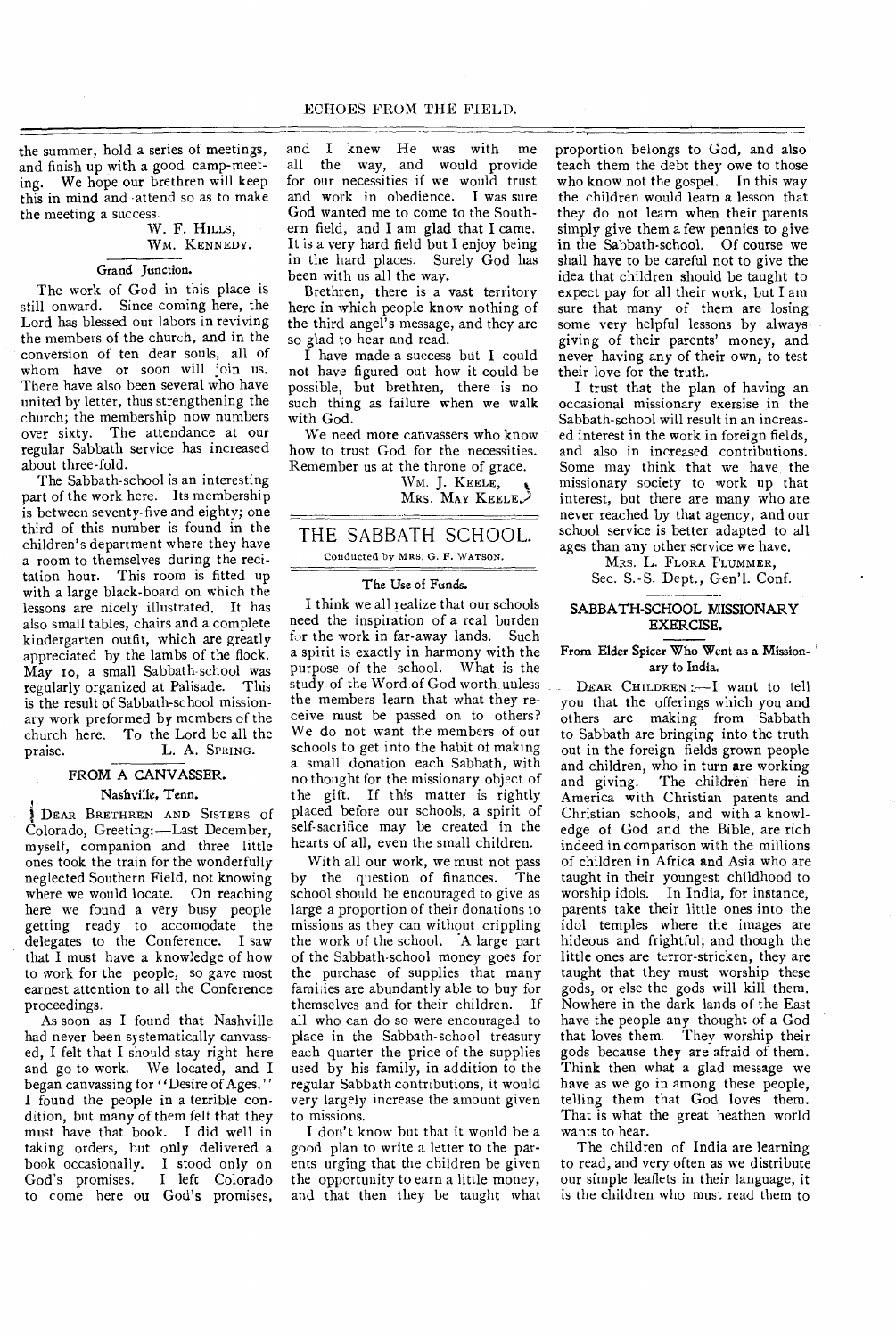the summer, hold a series of meetings, and finish up with a good camp-meeting. We hope our brethren will keep this in mind and attend so as to make the meeting a success.

W. F. HILLS,
WM. KENNEDY.

### Grand Junction.

The work of God in this place is still onward. Since coming here, the Lord has blessed our labors in reviving the members of the church, and in the conversion of ten dear souls, all of whom have or soon will join us. There have also been several who have united by letter, thus strengthening the church; the membership now numbers over sixty. The attendance at our regular Sabbath service has increased about three-fold.

The Sabbath-school is an interesting part of the work here. Its membership is between seventy-five and eighty; one third of this number is found in the children's department where they have a room to themselves during the recitation hour. This room is fitted up with a large black-board on which the lessons are nicely illustrated. It has also small tables, chairs and a complete kindergarten outfit, which are greatly appreciated by the lambs of the flock. May 10, a small Sabbath-school was regularly organized at Palisade. This is the result of Sabbath-school missionary work preformed by members of the church here. To the Lord be all the praise.

L. A. SPRING.

### FROM A CANVASSER.

#### Nashville, Tenn.

DEAR BRETHREN AND SISTERS of Colorado, Greeting:—Last December, myself, companion and three little ones took the train for the wonderfully neglected Southern Field, not knowing where we would locate. On reaching here we found a very busy people getting ready to accomodate the delegates to the Conference. I saw that I must have a knowledge of how to work for the people, so gave most earnest attention to all the Conference proceedings.

As soon as I found that Nashville had never been systematically canvassed, I felt that I should stay right here and go to work. We located, and I began canvassing for "Desire of Ages." I found the people in a terrible condition, but many of them felt that they must have that book. I did well in taking orders, but only delivered a book occasionally. I stood only on God's promises. I left Colorado to come here on God's promises, and I knew He was with me all the way, and would provide for our necessities if we would trust and work in obedience. I was sure God wanted me to come to the Southern field, and I am glad that I came. It is a very hard field but I enjoy being in the hard places. Surely God has been with us all the way.

Brethren, there is a vast territory here in which people know nothing of the third angel's message, and they are so glad to hear and read.

I have made a success but I could not have figured out how it could be possible, but brethren, there is no such thing as failure when we walk with God.

We need more canvassers who know how to trust God for the necessities. Remember us at the throne of grace.

WM. J. KEELE,
MRS. MAY KEELE.

## THE SABBATH SCHOOL.

Conducted by MRS. G. F. WATSON.

### The Use of Funds.

I think we all realize that our schools need the inspiration of a real burden for the work in far-away lands. Such a spirit is exactly in harmony with the purpose of the school. What is the study of the Word of God worth unless the members learn that what they receive must be passed on to others? We do not want the members of our schools to get into the habit of making a small donation each Sabbath, with no thought for the missionary object of the gift. If this matter is rightly placed before our schools, a spirit of self-sacrifice may be created in the hearts of all, even the small children.

With all our work, we must not pass by the question of finances. The school should be encouraged to give as large a proportion of their donations to missions as they can without crippling the work of the school. A large part of the Sabbath-school money goes for the purchase of supplies that many families are abundantly able to buy for themselves and for their children. If all who can do so were encouraged to place in the Sabbath-school treasury each quarter the price of the supplies used by his family, in addition to the regular Sabbath contributions, it would very largely increase the amount given to missions.

I don't know but that it would be a good plan to write a letter to the parents urging that the children be given the opportunity to earn a little money, and that then they be taught what proportion belongs to God, and also teach them the debt they owe to those who know not the gospel. In this way the children would learn a lesson that they do not learn when their parents simply give them a few pennies to give in the Sabbath-school. Of course we shall have to be careful not to give the idea that children should be taught to expect pay for all their work, but I am sure that many of them are losing some very helpful lessons by always giving of their parents' money, and never having any of their own, to test their love for the truth.

I trust that the plan of having an occasional missionary exersise in the Sabbath-school will result in an increased interest in the work in foreign fields, and also in increased contributions. Some may think that we have the missionary society to work up that interest, but there are many who are never reached by that agency, and our school service is better adapted to all ages than any other service we have.

MRS. L. FLORA PLUMMER,
Sec. S.-S. Dept., Gen'l. Conf.

### SABBATH-SCHOOL MISSIONARY EXERCISE.

#### From Elder Spicer Who Went as a Missionary to India.

DEAR CHILDREN:—I want to tell you that the offerings which you and others are making from Sabbath to Sabbath are bringing into the truth out in the foreign fields grown people and children, who in turn are working and giving. The children here in America with Christian parents and Christian schools, and with a knowledge of God and the Bible, are rich indeed in comparison with the millions of children in Africa and Asia who are taught in their youngest childhood to worship idols. In India, for instance, parents take their little ones into the idol temples where the images are hideous and frightful; and though the little ones are terror-stricken, they are taught that they must worship these gods, or else the gods will kill them. Nowhere in the dark lands of the East have the people any thought of a God that loves them. They worship their gods because they are afraid of them. Think then what a glad message we have as we go in among these people, telling them that God loves them. That is what the great heathen world wants to hear.

The children of India are learning to read, and very often as we distribute our simple leaflets in their language, it is the children who must read them to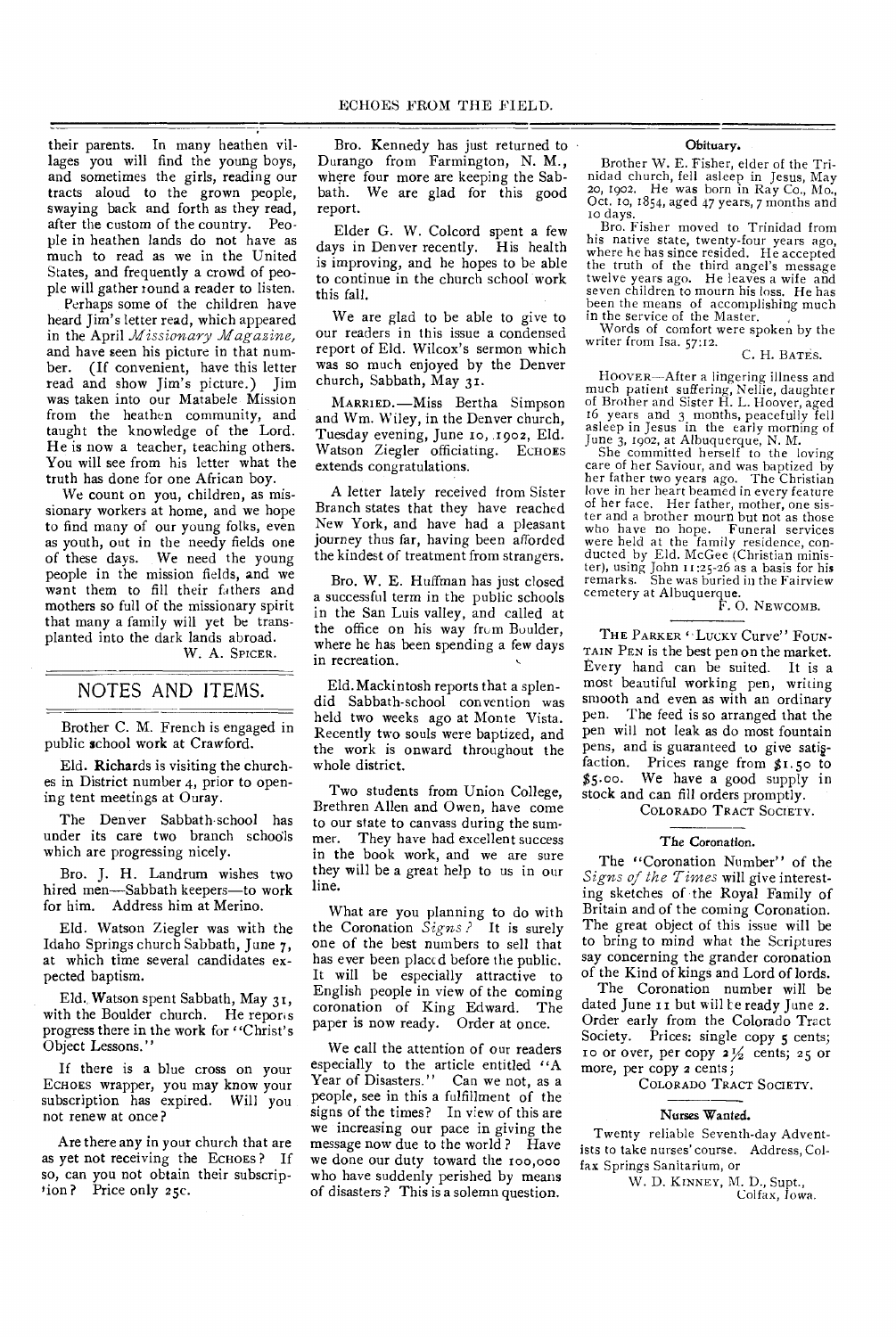their parents. In many heathen villages you will find the young boys, and sometimes the girls, reading our tracts aloud to the grown people, swaying back and forth as they read, after the custom of the country. People in heathen lands do not have as much to read as we in the United States, and frequently a crowd of people will gather round a reader to listen.

Perhaps some of the children have heard Jim's letter read, which appeared in the April *Missionary Magazine*, and have seen his picture in that number. (If convenient, have this letter read and show Jim's picture.) Jim was taken into our Matabele Mission from the heathen community, and taught the knowledge of the Lord. He is now a teacher, teaching others. You will see from his letter what the truth has done for one African boy.

We count on you, children, as missionary workers at home, and we hope to find many of our young folks, even as youth, out in the needy fields one of these days. We need the young people in the mission fields, and we want them to fill their fathers and mothers so full of the missionary spirit that many a family will yet be transplanted into the dark lands abroad.

W. A. SPICER.

## NOTES AND ITEMS.

Brother C. M. French is engaged in public school work at Crawford.

Eld. Richards is visiting the churches in District number 4, prior to opening tent meetings at Ouray.

The Denver Sabbath-school has under its care two branch schools which are progressing nicely.

Bro. J. H. Landrum wishes two hired men—Sabbath keepers—to work for him. Address him at Merino.

Eld. Watson Ziegler was with the Idaho Springs church Sabbath, June 7, at which time several candidates expected baptism.

Eld. Watson spent Sabbath, May 31, with the Boulder church. He reports progress there in the work for "Christ's Object Lessons."

If there is a blue cross on your ECHOES wrapper, you may know your subscription has expired. Will you not renew at once?

Are there any in your church that are as yet not receiving the ECHOES? If so, can you not obtain their subscription? Price only 25c.

Bro. Kennedy has just returned to Durango from Farmington, N. M., where four more are keeping the Sabbath. We are glad for this good report.

Elder G. W. Colcord spent a few days in Denver recently. His health is improving, and he hopes to be able to continue in the church school work this fall.

We are glad to be able to give to our readers in this issue a condensed report of Eld. Wilcox's sermon which was so much enjoyed by the Denver church, Sabbath, May 31.

MARRIED.—Miss Bertha Simpson and Wm. Wiley, in the Denver church, Tuesday evening, June 10, 1902, Eld. Watson Ziegler officiating. ECHOES extends congratulations.

A letter lately received from Sister Branch states that they have reached New York, and have had a pleasant journey thus far, having been afforded the kindest of treatment from strangers.

Bro. W. E. Huffman has just closed a successful term in the public schools in the San Luis valley, and called at the office on his way from Boulder, where he has been spending a few days in recreation.

Eld. Mackintosh reports that a splendid Sabbath-school convention was held two weeks ago at Monte Vista. Recently two souls were baptized, and the work is onward throughout the whole district.

Two students from Union College, Brethren Allen and Owen, have come to our state to canvass during the summer. They have had excellent success in the book work, and we are sure they will be a great help to us in our line.

What are you planning to do with the Coronation *Signs?* It is surely one of the best numbers to sell that has ever been placed before the public. It will be especially attractive to English people in view of the coming coronation of King Edward. The paper is now ready. Order at once.

We call the attention of our readers especially to the article entitled "A Year of Disasters." Can we not, as a people, see in this a fulfillment of the signs of the times? In view of this are we increasing our pace in giving the message now due to the world? Have we done our duty toward the 100,000 who have suddenly perished by means of disasters? This is a solemn question.

### Obituary.

Brother W. E. Fisher, elder of the Trinidad church, fell asleep in Jesus, May 20, 1902. He was born in Ray Co., Mo., Oct. 10, 1854, aged 47 years, 7 months and 10 days.

Bro. Fisher moved to Trinidad from his native state, twenty-four years ago, where he has since resided. He accepted the truth of the third angel's message twelve years ago. He leaves a wife and seven children to mourn his loss. He has been the means of accomplishing much in the service of the Master.

Words of comfort were spoken by the writer from Isa. 57:12.

C. H. BATES.

HOOVER—After a lingering illness and much patient suffering, Nellie, daughter of Brother and Sister H. L. Hoover, aged 16 years and 3 months, peacefully fell asleep in Jesus in the early morning of June 3, 1902, at Albuquerque, N. M.

She committed herself to the loving care of her Saviour, and was baptized by her father two years ago. The Christian love in her heart beamed in every feature of her face. Her father, mother, one sister and a brother mourn but not as those who have no hope. Funeral services were held at the family residence, conducted by Eld. McGee (Christian minister), using John 11:25-26 as a basis for his remarks. She was buried in the Fairview cemetery at Albuquerque.

F. O. NEWCOMB.

THE PARKER "LUCKY CURVE" FOUNTAIN PEN is the best pen on the market. Every hand can be suited. It is a most beautiful working pen, writing smooth and even as with an ordinary pen. The feed is so arranged that the pen will not leak as do most fountain pens, and is guaranteed to give satisfaction. Prices range from $1.50 to $5.00. We have a good supply in stock and can fill orders promptly.

COLORADO TRACT SOCIETY.

### The Coronation.

The "Coronation Number" of the *Signs of the Times* will give interesting sketches of the Royal Family of Britain and of the coming Coronation. The great object of this issue will be to bring to mind what the Scriptures say concerning the grander coronation of the Kind of kings and Lord of lords.

The Coronation number will be dated June 11 but will be ready June 2. Order early from the Colorado Tract Society. Prices: single copy 5 cents; 10 or over, per copy 2½ cents; 25 or more, per copy 2 cents;

COLORADO TRACT SOCIETY.

### Nurses Wanted.

Twenty reliable Seventh-day Adventists to take nurses' course. Address, Colfax Springs Sanitarium, or

W. D. KINNEY, M. D., Supt.,
Colfax, Iowa.